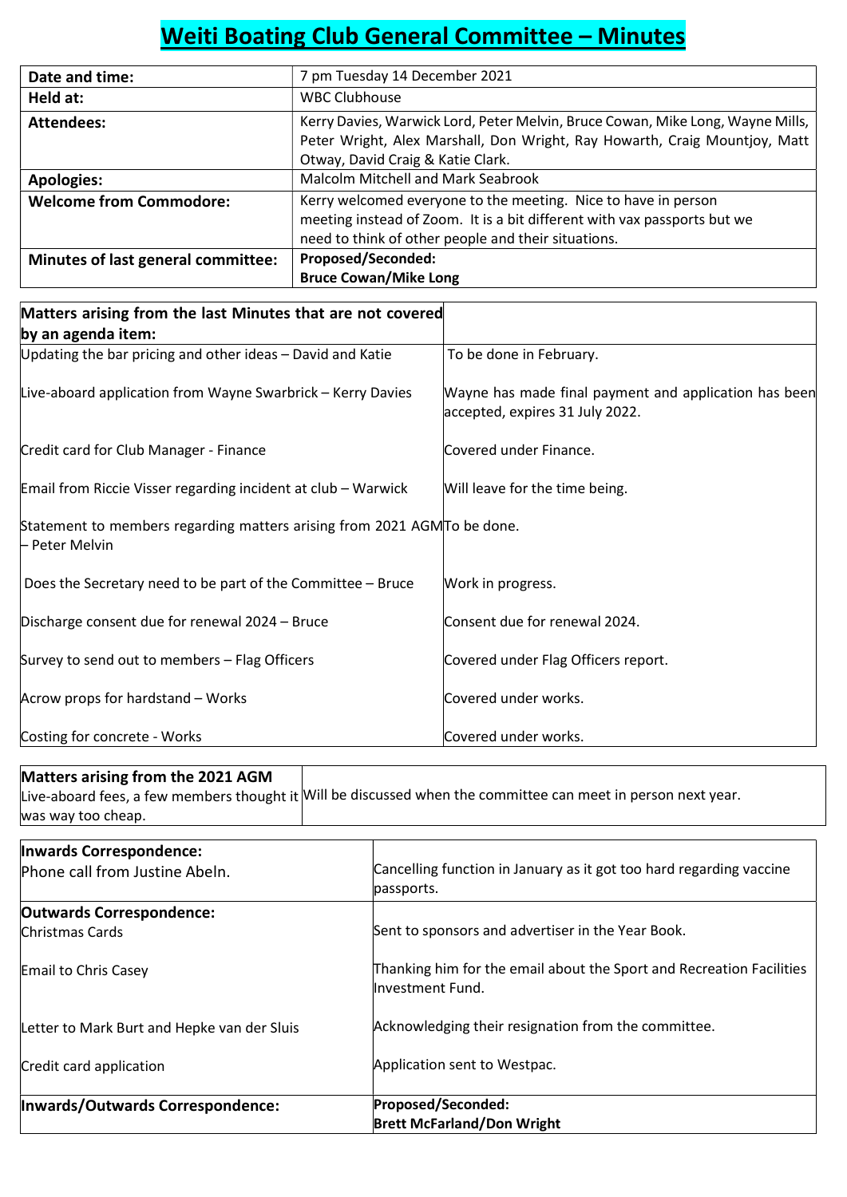# Weiti Boating Club General Committee – Minutes

| | |
|---|---|
| **Date and time:** | 7 pm Tuesday 14 December 2021 |
| **Held at:** | WBC Clubhouse |
| **Attendees:** | Kerry Davies, Warwick Lord, Peter Melvin, Bruce Cowan, Mike Long, Wayne Mills, Peter Wright, Alex Marshall, Don Wright, Ray Howarth, Craig Mountjoy, Matt Otway, David Craig & Katie Clark. |
| **Apologies:** | Malcolm Mitchell and Mark Seabrook |
| **Welcome from Commodore:** | Kerry welcomed everyone to the meeting. Nice to have in person meeting instead of Zoom. It is a bit different with vax passports but we need to think of other people and their situations. |
| **Minutes of last general committee:** | **Proposed/Seconded:** **Bruce Cowan/Mike Long** |

| **Matters arising from the last Minutes that are not covered by an agenda item:** | |
|---|---|
| Updating the bar pricing and other ideas – David and Katie | To be done in February. |
| Live-aboard application from Wayne Swarbrick – Kerry Davies | Wayne has made final payment and application has been accepted, expires 31 July 2022. |
| Credit card for Club Manager - Finance | Covered under Finance. |
| Email from Riccie Visser regarding incident at club – Warwick | Will leave for the time being. |
| Statement to members regarding matters arising from 2021 AGM – Peter Melvin | To be done. |
| Does the Secretary need to be part of the Committee – Bruce | Work in progress. |
| Discharge consent due for renewal 2024 – Bruce | Consent due for renewal 2024. |
| Survey to send out to members – Flag Officers | Covered under Flag Officers report. |
| Acrow props for hardstand – Works | Covered under works. |
| Costing for concrete - Works | Covered under works. |

| **Matters arising from the 2021 AGM** | |
|---|---|
| Live-aboard fees, a few members thought it was way too cheap. | Will be discussed when the committee can meet in person next year. |

| **Inwards Correspondence:** | |
|---|---|
| Phone call from Justine Abeln. | Cancelling function in January as it got too hard regarding vaccine passports. |
| **Outwards Correspondence:** | |
| Christmas Cards | Sent to sponsors and advertiser in the Year Book. |
| Email to Chris Casey | Thanking him for the email about the Sport and Recreation Facilities Investment Fund. |
| Letter to Mark Burt and Hepke van der Sluis | Acknowledging their resignation from the committee. |
| Credit card application | Application sent to Westpac. |
| **Inwards/Outwards Correspondence:** | **Proposed/Seconded:** **Brett McFarland/Don Wright** |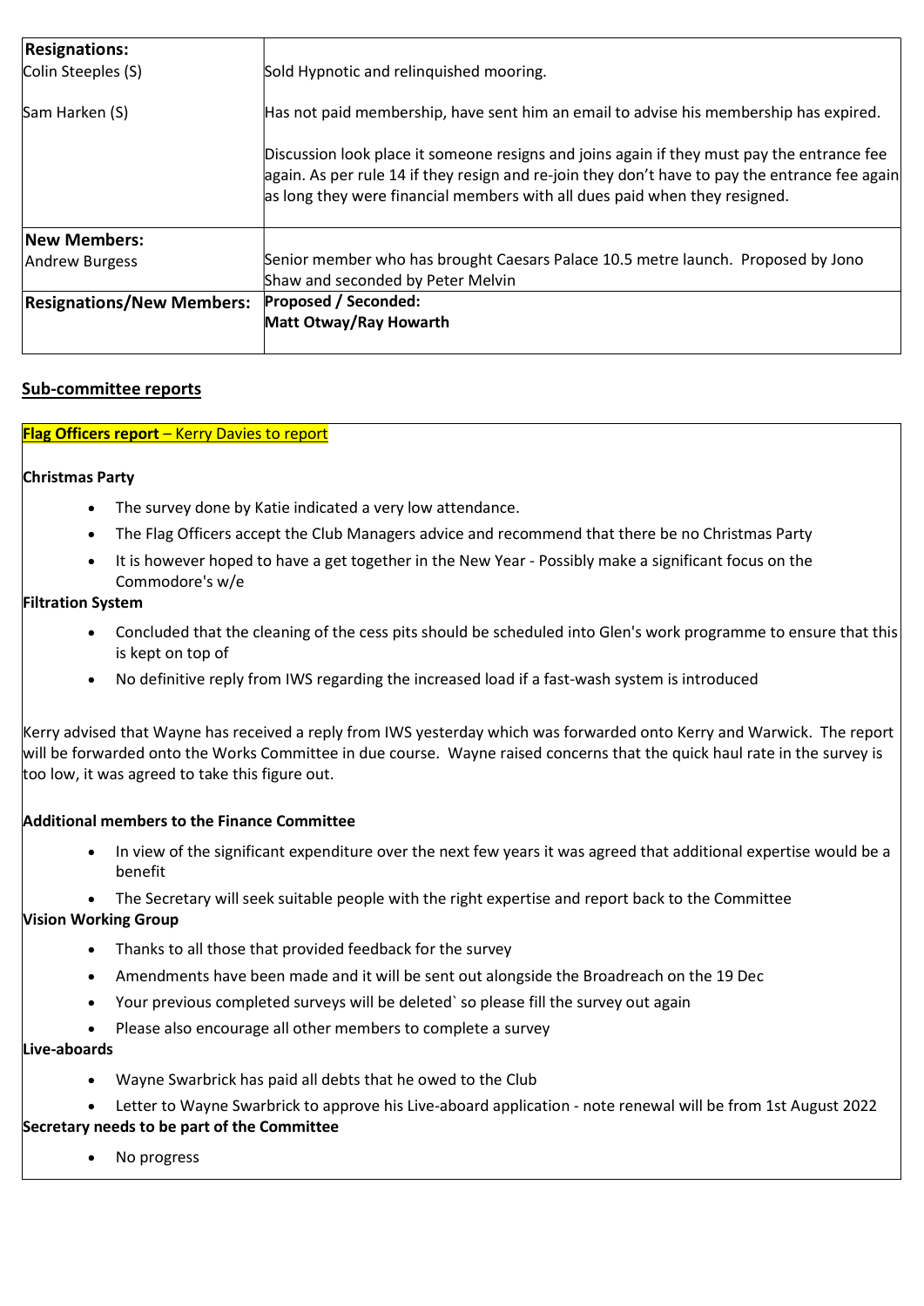| Resignations: | |
|---|---|
| Colin Steeples (S) | Sold Hypnotic and relinquished mooring. |
| Sam Harken (S) | Has not paid membership, have sent him an email to advise his membership has expired.<br><br>Discussion look place it someone resigns and joins again if they must pay the entrance fee again. As per rule 14 if they resign and re-join they don't have to pay the entrance fee again as long they were financial members with all dues paid when they resigned. |
| **New Members:** | |
| Andrew Burgess | Senior member who has brought Caesars Palace 10.5 metre launch. Proposed by Jono Shaw and seconded by Peter Melvin |
| **Resignations/New Members:** | **Proposed / Seconded:**<br>**Matt Otway/Ray Howarth** |

## Sub-committee reports

**Flag Officers report** – Kerry Davies to report

**Christmas Party**

- The survey done by Katie indicated a very low attendance.
- The Flag Officers accept the Club Managers advice and recommend that there be no Christmas Party
- It is however hoped to have a get together in the New Year - Possibly make a significant focus on the Commodore's w/e

**Filtration System**

- Concluded that the cleaning of the cess pits should be scheduled into Glen's work programme to ensure that this is kept on top of
- No definitive reply from IWS regarding the increased load if a fast-wash system is introduced

Kerry advised that Wayne has received a reply from IWS yesterday which was forwarded onto Kerry and Warwick. The report will be forwarded onto the Works Committee in due course. Wayne raised concerns that the quick haul rate in the survey is too low, it was agreed to take this figure out.

**Additional members to the Finance Committee**

- In view of the significant expenditure over the next few years it was agreed that additional expertise would be a benefit
- The Secretary will seek suitable people with the right expertise and report back to the Committee

**Vision Working Group**

- Thanks to all those that provided feedback for the survey
- Amendments have been made and it will be sent out alongside the Broadreach on the 19 Dec
- Your previous completed surveys will be deleted` so please fill the survey out again
- Please also encourage all other members to complete a survey

**Live-aboards**

- Wayne Swarbrick has paid all debts that he owed to the Club
- Letter to Wayne Swarbrick to approve his Live-aboard application - note renewal will be from 1st August 2022

**Secretary needs to be part of the Committee**

- No progress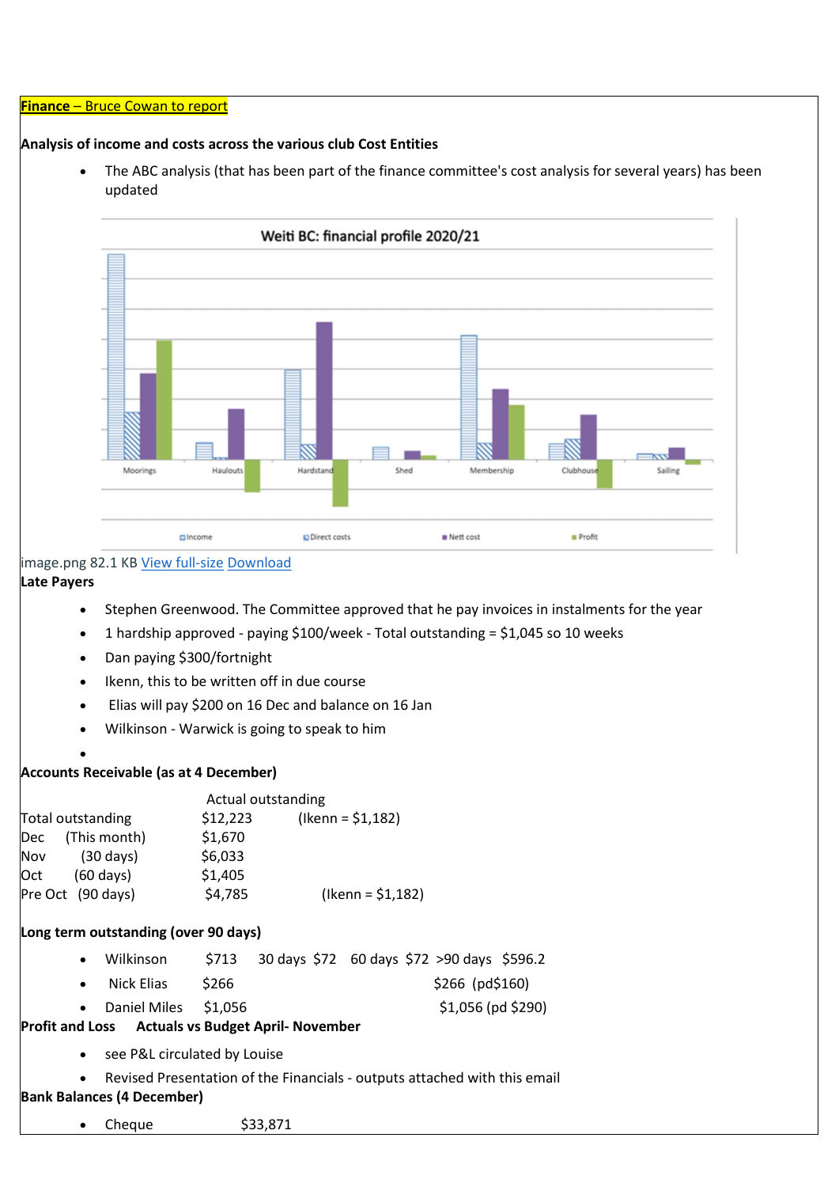**Finance – Bruce Cowan to report**

**Analysis of income and costs across the various club Cost Entities**

- The ABC analysis (that has been part of the finance committee's cost analysis for several years) has been updated

image.png 82.1 KB View full-size Download

**Late Payers**

- Stephen Greenwood. The Committee approved that he pay invoices in instalments for the year
- 1 hardship approved - paying $100/week - Total outstanding = $1,045 so 10 weeks
- Dan paying $300/fortnight
- Ikenn, this to be written off in due course
- Elias will pay $200 on 16 Dec and balance on 16 Jan
- Wilkinson - Warwick is going to speak to him
-

**Accounts Receivable (as at 4 December)**

| | Actual outstanding | |
|---|---|---|
| Total outstanding | $12,223 | (Ikenn = $1,182) |
| Dec (This month) | $1,670 | |
| Nov (30 days) | $6,033 | |
| Oct (60 days) | $1,405 | |
| Pre Oct (90 days) | $4,785 | (Ikenn = $1,182) |

**Long term outstanding (over 90 days)**

- Wilkinson $713 30 days $72 60 days $72 >90 days $596.2
- Nick Elias $266 $266 (pd$160)
- Daniel Miles $1,056 $1,056 (pd $290)

**Profit and Loss Actuals vs Budget April- November**

- see P&L circulated by Louise
- Revised Presentation of the Financials - outputs attached with this email

**Bank Balances (4 December)**

- Cheque $33,871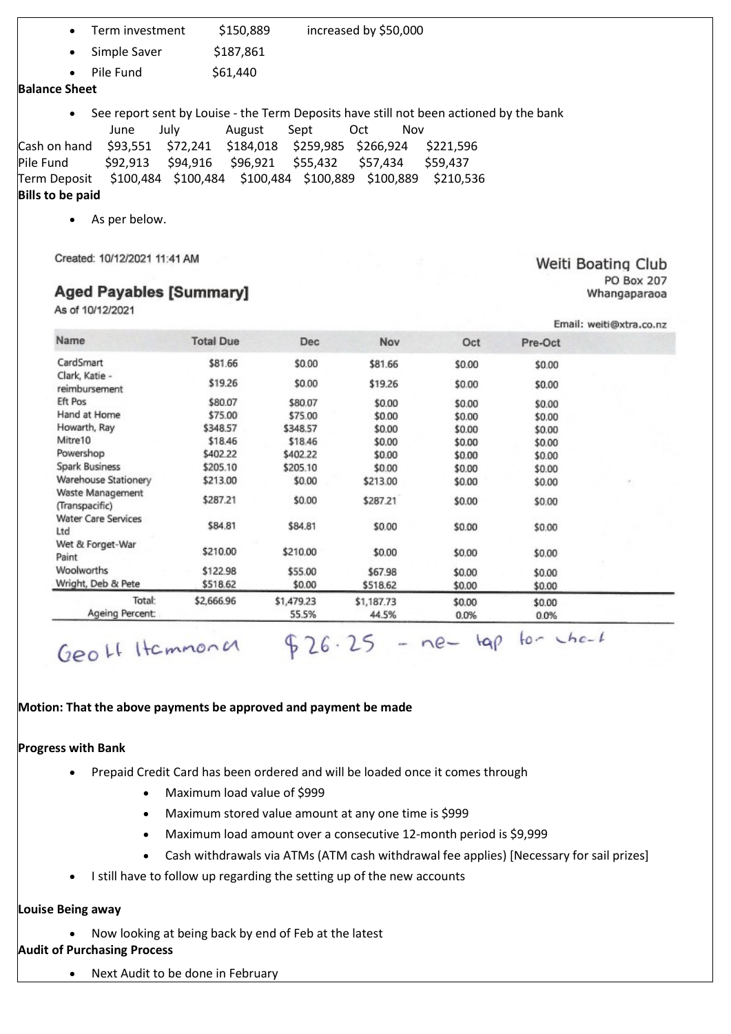- Term investment $150,889 increased by $50,000
- Simple Saver $187,861
- Pile Fund $61,440

**Balance Sheet**

- See report sent by Louise - the Term Deposits have still not been actioned by the bank

| | June | July | August | Sept | Oct | Nov |
|---|---|---|---|---|---|---|
| Cash on hand | $93,551 | $72,241 | $184,018 | $259,985 | $266,924 | $221,596 |
| Pile Fund | $92,913 | $94,916 | $96,921 | $55,432 | $57,434 | $59,437 |
| Term Deposit | $100,484 | $100,484 | $100,484 | $100,889 | $100,889 | $210,536 |

**Bills to be paid**

- As per below.

Created: 10/12/2021 11:41 AM

Weiti Boating Club
PO Box 207
Whangaparaoa

## Aged Payables [Summary]

As of 10/12/2021

Email: weiti@xtra.co.nz

| Name | Total Due | Dec | Nov | Oct | Pre-Oct |
|---|---|---|---|---|---|
| CardSmart | $81.66 | $0.00 | $81.66 | $0.00 | $0.00 |
| Clark, Katie - reimbursement | $19.26 | $0.00 | $19.26 | $0.00 | $0.00 |
| Eft Pos | $80.07 | $80.07 | $0.00 | $0.00 | $0.00 |
| Hand at Home | $75.00 | $75.00 | $0.00 | $0.00 | $0.00 |
| Howarth, Ray | $348.57 | $348.57 | $0.00 | $0.00 | $0.00 |
| Mitre10 | $18.46 | $18.46 | $0.00 | $0.00 | $0.00 |
| Powershop | $402.22 | $402.22 | $0.00 | $0.00 | $0.00 |
| Spark Business | $205.10 | $205.10 | $0.00 | $0.00 | $0.00 |
| Warehouse Stationery | $213.00 | $0.00 | $213.00 | $0.00 | $0.00 |
| Waste Management (Transpacific) | $287.21 | $0.00 | $287.21 | $0.00 | $0.00 |
| Water Care Services Ltd | $84.81 | $84.81 | $0.00 | $0.00 | $0.00 |
| Wet & Forget-War Paint | $210.00 | $210.00 | $0.00 | $0.00 | $0.00 |
| Woolworths | $122.98 | $55.00 | $67.98 | $0.00 | $0.00 |
| Wright, Deb & Pete | $518.62 | $0.00 | $518.62 | $0.00 | $0.00 |
| Total: | $2,666.96 | $1,479.23 | $1,187.73 | $0.00 | $0.00 |
| Ageing Percent: | | 55.5% | 44.5% | 0.0% | 0.0% |

Geoff Hammond $26.25 - new tap for shed

**Motion: That the above payments be approved and payment be made**

**Progress with Bank**

- Prepaid Credit Card has been ordered and will be loaded once it comes through
  - Maximum load value of $999
  - Maximum stored value amount at any one time is $999
  - Maximum load amount over a consecutive 12-month period is $9,999
  - Cash withdrawals via ATMs (ATM cash withdrawal fee applies) [Necessary for sail prizes]
- I still have to follow up regarding the setting up of the new accounts

**Louise Being away**

- Now looking at being back by end of Feb at the latest

**Audit of Purchasing Process**

- Next Audit to be done in February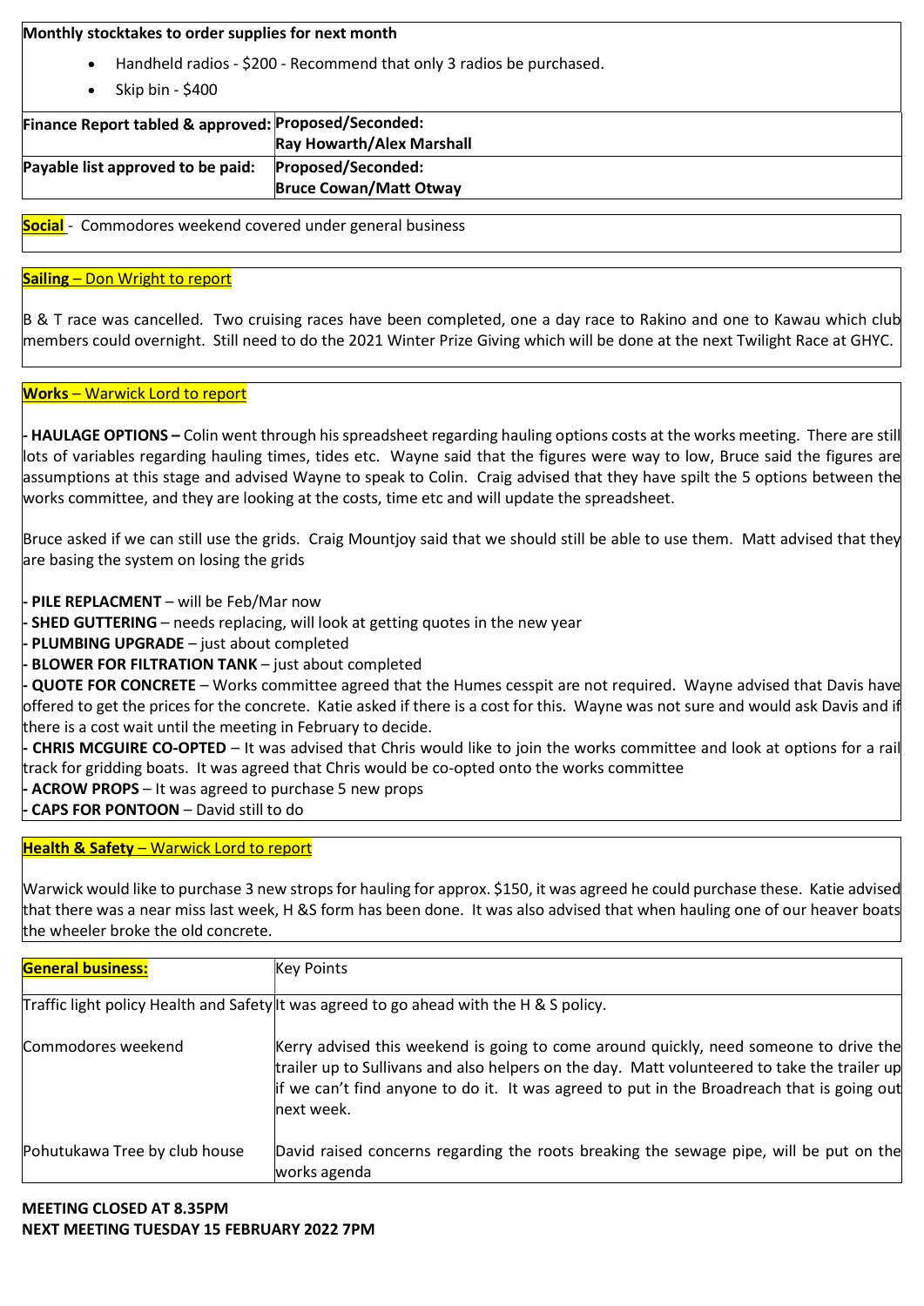**Monthly stocktakes to order supplies for next month**

- Handheld radios - $200 - Recommend that only 3 radios be purchased.
- Skip bin - $400

| | |
|---|---|
| **Finance Report tabled & approved:** | **Proposed/Seconded: Ray Howarth/Alex Marshall** |
| **Payable list approved to be paid:** | **Proposed/Seconded: Bruce Cowan/Matt Otway** |

**Social** - Commodores weekend covered under general business

**Sailing** – Don Wright to report

B & T race was cancelled. Two cruising races have been completed, one a day race to Rakino and one to Kawau which club members could overnight. Still need to do the 2021 Winter Prize Giving which will be done at the next Twilight Race at GHYC.

**Works** – Warwick Lord to report

**- HAULAGE OPTIONS –** Colin went through his spreadsheet regarding hauling options costs at the works meeting. There are still lots of variables regarding hauling times, tides etc. Wayne said that the figures were way to low, Bruce said the figures are assumptions at this stage and advised Wayne to speak to Colin. Craig advised that they have spilt the 5 options between the works committee, and they are looking at the costs, time etc and will update the spreadsheet.

Bruce asked if we can still use the grids. Craig Mountjoy said that we should still be able to use them. Matt advised that they are basing the system on losing the grids

**- PILE REPLACMENT** – will be Feb/Mar now
**- SHED GUTTERING** – needs replacing, will look at getting quotes in the new year
**- PLUMBING UPGRADE** – just about completed
**- BLOWER FOR FILTRATION TANK** – just about completed
**- QUOTE FOR CONCRETE** – Works committee agreed that the Humes cesspit are not required. Wayne advised that Davis have offered to get the prices for the concrete. Katie asked if there is a cost for this. Wayne was not sure and would ask Davis and if there is a cost wait until the meeting in February to decide.
**- CHRIS MCGUIRE CO-OPTED** – It was advised that Chris would like to join the works committee and look at options for a rail track for gridding boats. It was agreed that Chris would be co-opted onto the works committee
**- ACROW PROPS** – It was agreed to purchase 5 new props
**- CAPS FOR PONTOON** – David still to do

**Health & Safety** – Warwick Lord to report

Warwick would like to purchase 3 new strops for hauling for approx. $150, it was agreed he could purchase these. Katie advised that there was a near miss last week, H &S form has been done. It was also advised that when hauling one of our heaver boats the wheeler broke the old concrete.

| **General business:** | Key Points |
|---|---|
| Traffic light policy Health and Safety | It was agreed to go ahead with the H & S policy. |
| Commodores weekend | Kerry advised this weekend is going to come around quickly, need someone to drive the trailer up to Sullivans and also helpers on the day. Matt volunteered to take the trailer up if we can't find anyone to do it. It was agreed to put in the Broadreach that is going out next week. |
| Pohutukawa Tree by club house | David raised concerns regarding the roots breaking the sewage pipe, will be put on the works agenda |

**MEETING CLOSED AT 8.35PM**
**NEXT MEETING TUESDAY 15 FEBRUARY 2022 7PM**